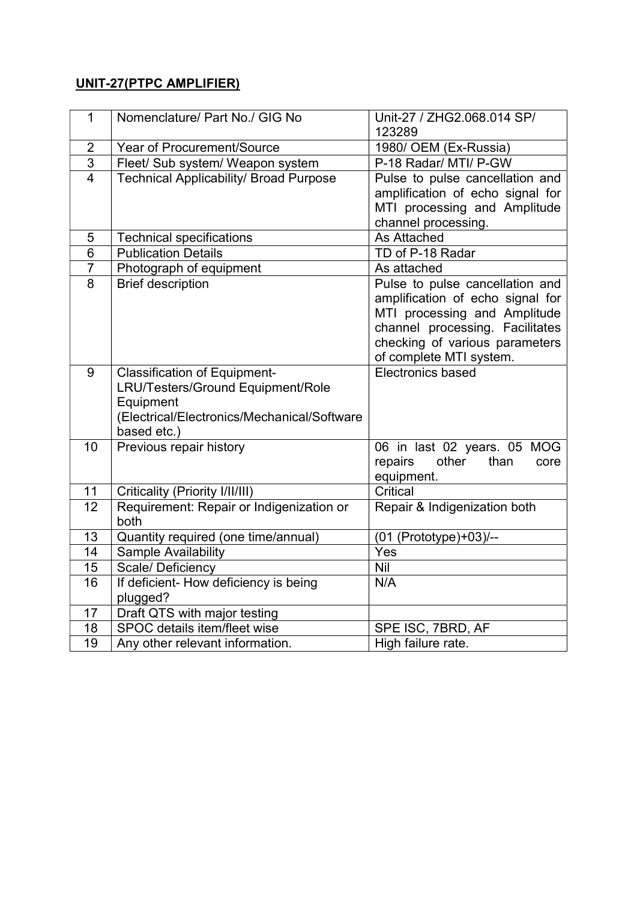**UNIT-27(PTPC AMPLIFIER)**

| 1 | Nomenclature/ Part No./ GIG No | Unit-27 / ZHG2.068.014 SP/ 123289 |
|---|---|---|
| 2 | Year of Procurement/Source | 1980/ OEM (Ex-Russia) |
| 3 | Fleet/ Sub system/ Weapon system | P-18 Radar/ MTI/ P-GW |
| 4 | Technical Applicability/ Broad Purpose | Pulse to pulse cancellation and amplification of echo signal for MTI processing and Amplitude channel processing. |
| 5 | Technical specifications | As Attached |
| 6 | Publication Details | TD of P-18 Radar |
| 7 | Photograph of equipment | As attached |
| 8 | Brief description | Pulse to pulse cancellation and amplification of echo signal for MTI processing and Amplitude channel processing. Facilitates checking of various parameters of complete MTI system. |
| 9 | Classification of Equipment- LRU/Testers/Ground Equipment/Role Equipment (Electrical/Electronics/Mechanical/Software based etc.) | Electronics based |
| 10 | Previous repair history | 06 in last 02 years. 05 MOG repairs other than core equipment. |
| 11 | Criticality (Priority I/II/III) | Critical |
| 12 | Requirement: Repair or Indigenization or both | Repair & Indigenization both |
| 13 | Quantity required (one time/annual) | (01 (Prototype)+03)/-- |
| 14 | Sample Availability | Yes |
| 15 | Scale/ Deficiency | Nil |
| 16 | If deficient- How deficiency is being plugged? | N/A |
| 17 | Draft QTS with major testing | |
| 18 | SPOC details item/fleet wise | SPE ISC, 7BRD, AF |
| 19 | Any other relevant information. | High failure rate. |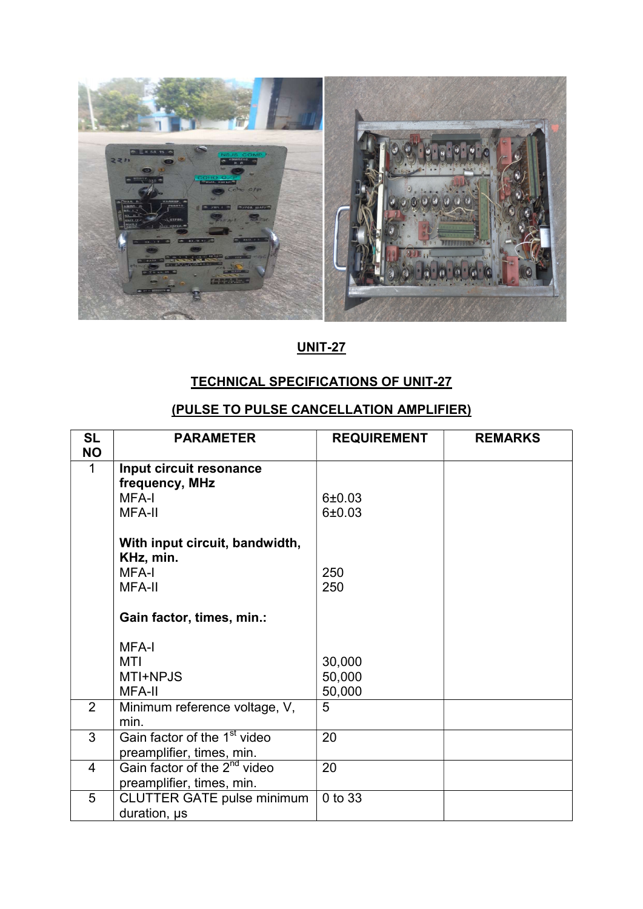**UNIT-27**

**TECHNICAL SPECIFICATIONS OF UNIT-27**

**(PULSE TO PULSE CANCELLATION AMPLIFIER)**

| SL NO | PARAMETER | REQUIREMENT | REMARKS |
|---|---|---|---|
| 1 | **Input circuit resonance frequency, MHz**<br>MFA-I<br>MFA-II<br><br>**With input circuit, bandwidth, KHz, min.**<br>MFA-I<br>MFA-II<br><br>**Gain factor, times, min.:**<br><br>MFA-I<br>MTI<br>MTI+NPJS<br>MFA-II | <br><br>6±0.03<br>6±0.03<br><br><br><br>250<br>250<br><br><br><br><br>30,000<br>50,000<br>50,000 | |
| 2 | Minimum reference voltage, V, min. | 5 | |
| 3 | Gain factor of the 1st video preamplifier, times, min. | 20 | |
| 4 | Gain factor of the 2nd video preamplifier, times, min. | 20 | |
| 5 | CLUTTER GATE pulse minimum duration, μs | 0 to 33 | |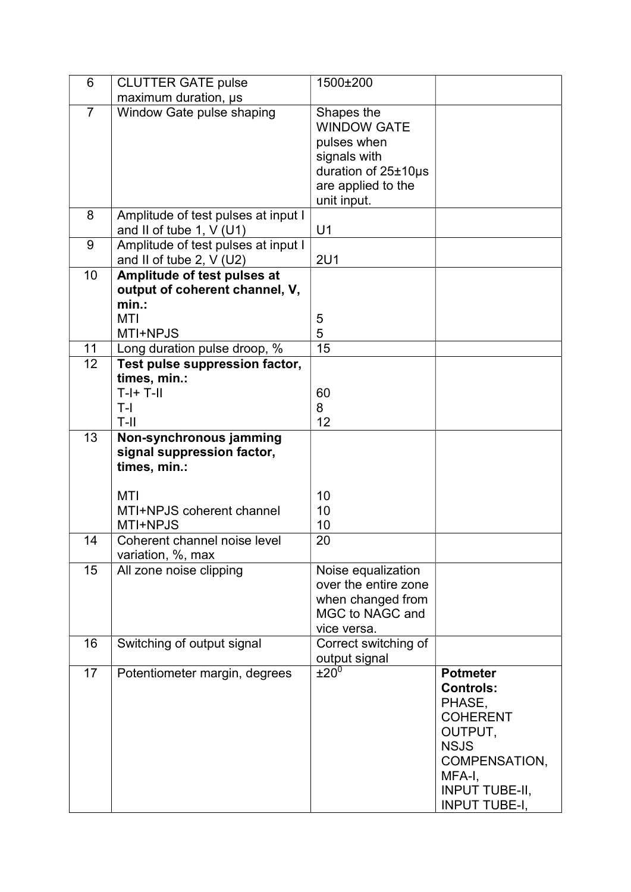| 6 | CLUTTER GATE pulse maximum duration, µs | 1500±200 | |
|---|---|---|---|
| 7 | Window Gate pulse shaping | Shapes the WINDOW GATE pulses when signals with duration of 25±10µs are applied to the unit input. | |
| 8 | Amplitude of test pulses at input I and II of tube 1, V (U1) | U1 | |
| 9 | Amplitude of test pulses at input I and II of tube 2, V (U2) | 2U1 | |
| 10 | **Amplitude of test pulses at output of coherent channel, V, min.:**<br>MTI<br>MTI+NPJS | <br><br>5<br>5 | |
| 11 | Long duration pulse droop, % | 15 | |
| 12 | **Test pulse suppression factor, times, min.:**<br>T-I+ T-II<br>T-I<br>T-II | <br>60<br>8<br>12 | |
| 13 | **Non-synchronous jamming signal suppression factor, times, min.:**<br><br>MTI<br>MTI+NPJS coherent channel<br>MTI+NPJS | <br><br><br>10<br>10<br>10 | |
| 14 | Coherent channel noise level variation, %, max | 20 | |
| 15 | All zone noise clipping | Noise equalization over the entire zone when changed from MGC to NAGC and vice versa. | |
| 16 | Switching of output signal | Correct switching of output signal | |
| 17 | Potentiometer margin, degrees | $\pm 20^0$ | **Potmeter Controls:**<br>PHASE,<br>COHERENT OUTPUT,<br>NSJS COMPENSATION,<br>MFA-I,<br>INPUT TUBE-II,<br>INPUT TUBE-I, |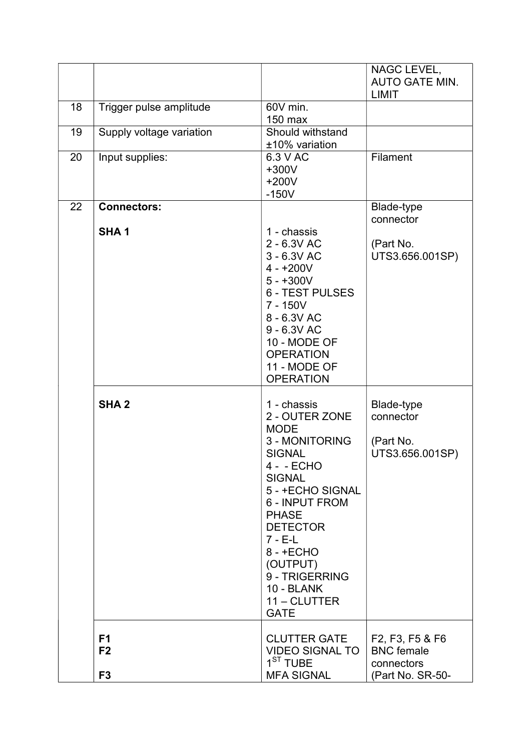| | | | |
|---|---|---|---|
| | | | NAGC LEVEL, AUTO GATE MIN. LIMIT |
| 18 | Trigger pulse amplitude | 60V min.<br>150 max | |
| 19 | Supply voltage variation | Should withstand ±10% variation | |
| 20 | Input supplies: | 6.3 V AC<br>+300V<br>+200V<br>-150V | Filament |
| 22 | **Connectors:**<br><br>**SHA 1** | 1 - chassis<br>2 - 6.3V AC<br>3 - 6.3V AC<br>4 - +200V<br>5 - +300V<br>6 - TEST PULSES<br>7 - 150V<br>8 - 6.3V AC<br>9 - 6.3V AC<br>10 - MODE OF OPERATION<br>11 - MODE OF OPERATION | Blade-type connector<br><br>(Part No. UTS3.656.001SP) |
| | **SHA 2** | 1 - chassis<br>2 - OUTER ZONE MODE<br>3 - MONITORING SIGNAL<br>4 - - ECHO SIGNAL<br>5 - +ECHO SIGNAL<br>6 - INPUT FROM PHASE DETECTOR<br>7 - E-L<br>8 - +ECHO (OUTPUT)<br>9 - TRIGERRING<br>10 - BLANK<br>11 – CLUTTER GATE | Blade-type connector<br><br>(Part No. UTS3.656.001SP) |
| | **F1**<br>**F2**<br><br>**F3** | CLUTTER GATE<br>VIDEO SIGNAL TO 1ST TUBE<br>MFA SIGNAL | F2, F3, F5 & F6 BNC female connectors<br>(Part No. SR-50- |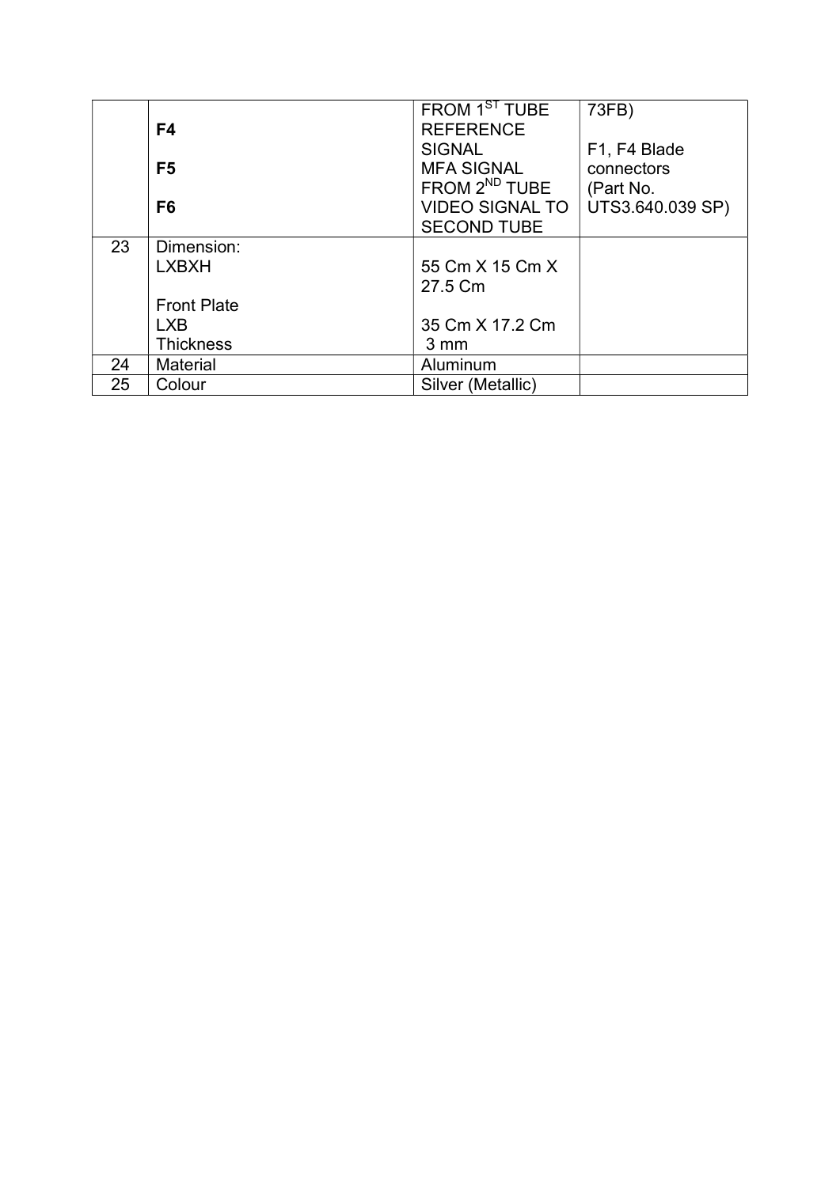| | | | |
|---|---|---|---|
| | **F4**<br><br>**F5**<br><br>**F6** | FROM 1ST TUBE<br>REFERENCE SIGNAL<br>MFA SIGNAL FROM 2ND TUBE<br>VIDEO SIGNAL TO SECOND TUBE | 73FB)<br><br>F1, F4 Blade connectors (Part No. UTS3.640.039 SP) |
| 23 | Dimension:<br>LXBXH<br><br>Front Plate<br>LXB<br>Thickness | <br>55 Cm X 15 Cm X 27.5 Cm<br><br><br>35 Cm X 17.2 Cm<br>3 mm | |
| 24 | Material | Aluminum | |
| 25 | Colour | Silver (Metallic) | |